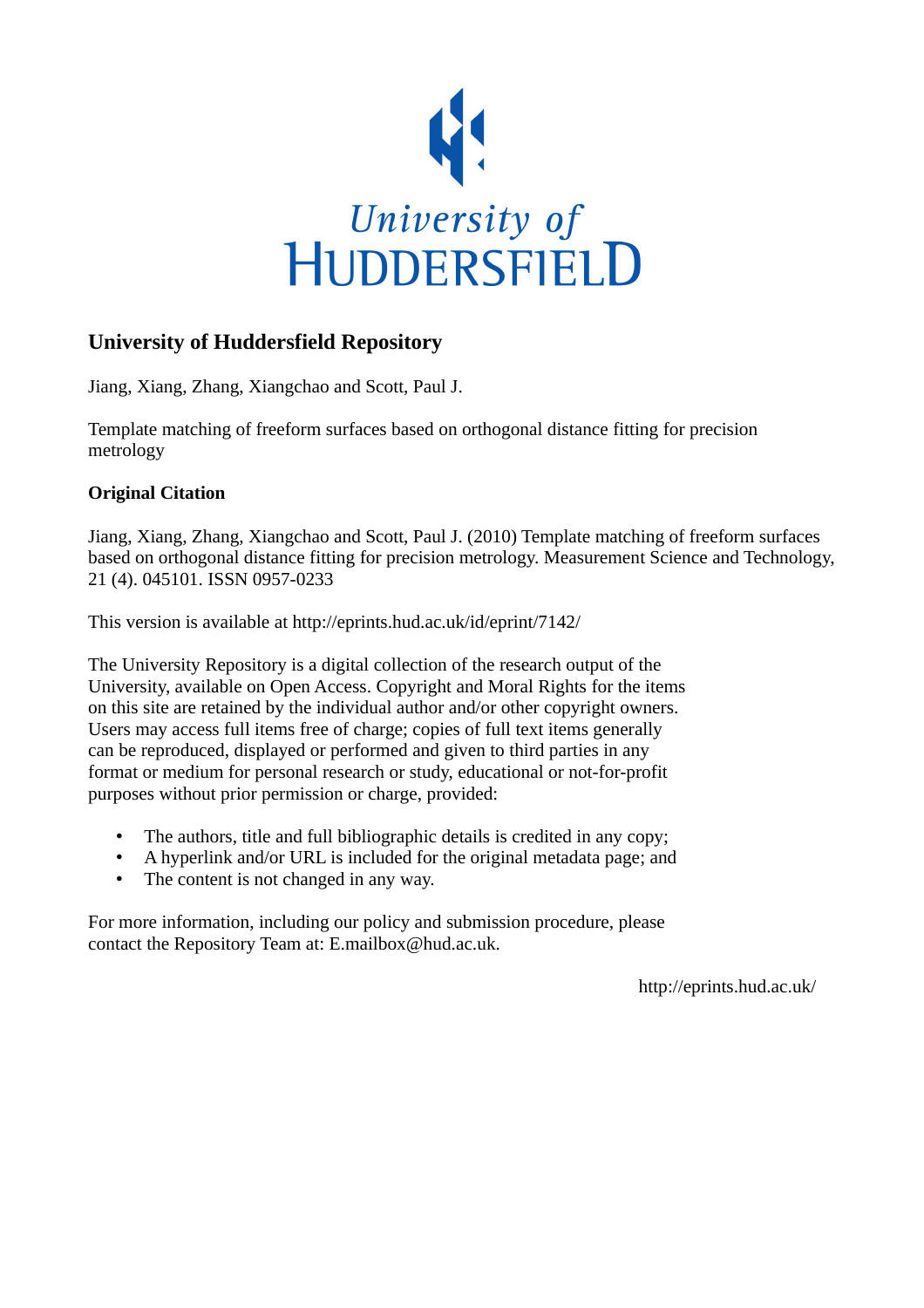University of HUDDERSFIELD

# University of Huddersfield Repository

Jiang, Xiang, Zhang, Xiangchao and Scott, Paul J.

Template matching of freeform surfaces based on orthogonal distance fitting for precision metrology

## Original Citation

Jiang, Xiang, Zhang, Xiangchao and Scott, Paul J. (2010) Template matching of freeform surfaces based on orthogonal distance fitting for precision metrology. Measurement Science and Technology, 21 (4). 045101. ISSN 0957-0233

This version is available at http://eprints.hud.ac.uk/id/eprint/7142/

The University Repository is a digital collection of the research output of the University, available on Open Access. Copyright and Moral Rights for the items on this site are retained by the individual author and/or other copyright owners. Users may access full items free of charge; copies of full text items generally can be reproduced, displayed or performed and given to third parties in any format or medium for personal research or study, educational or not-for-profit purposes without prior permission or charge, provided:

- The authors, title and full bibliographic details is credited in any copy;
- A hyperlink and/or URL is included for the original metadata page; and
- The content is not changed in any way.

For more information, including our policy and submission procedure, please contact the Repository Team at: E.mailbox@hud.ac.uk.

http://eprints.hud.ac.uk/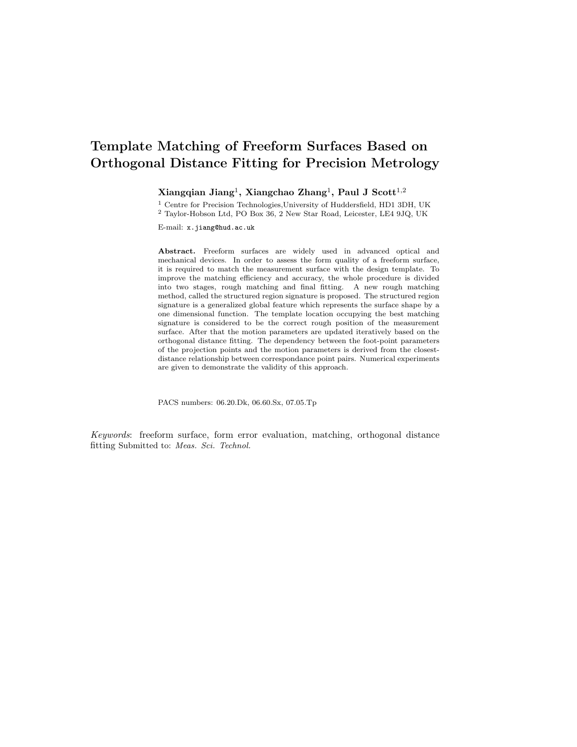# Template Matching of Freeform Surfaces Based on Orthogonal Distance Fitting for Precision Metrology

**Xiangqian Jiang[1], Xiangchao Zhang[1], Paul J Scott[1,2]**

[1] Centre for Precision Technologies,University of Huddersfield, HD1 3DH, UK

[2] Taylor-Hobson Ltd, PO Box 36, 2 New Star Road, Leicester, LE4 9JQ, UK

E-mail: x.jiang@hud.ac.uk

**Abstract.** Freeform surfaces are widely used in advanced optical and mechanical devices. In order to assess the form quality of a freeform surface, it is required to match the measurement surface with the design template. To improve the matching efficiency and accuracy, the whole procedure is divided into two stages, rough matching and final fitting. A new rough matching method, called the structured region signature is proposed. The structured region signature is a generalized global feature which represents the surface shape by a one dimensional function. The template location occupying the best matching signature is considered to be the correct rough position of the measurement surface. After that the motion parameters are updated iteratively based on the orthogonal distance fitting. The dependency between the foot-point parameters of the projection points and the motion parameters is derived from the closest-distance relationship between correspondance point pairs. Numerical experiments are given to demonstrate the validity of this approach.

PACS numbers: 06.20.Dk, 06.60.Sx, 07.05.Tp

*Keywords*: freeform surface, form error evaluation, matching, orthogonal distance fitting Submitted to: *Meas. Sci. Technol.*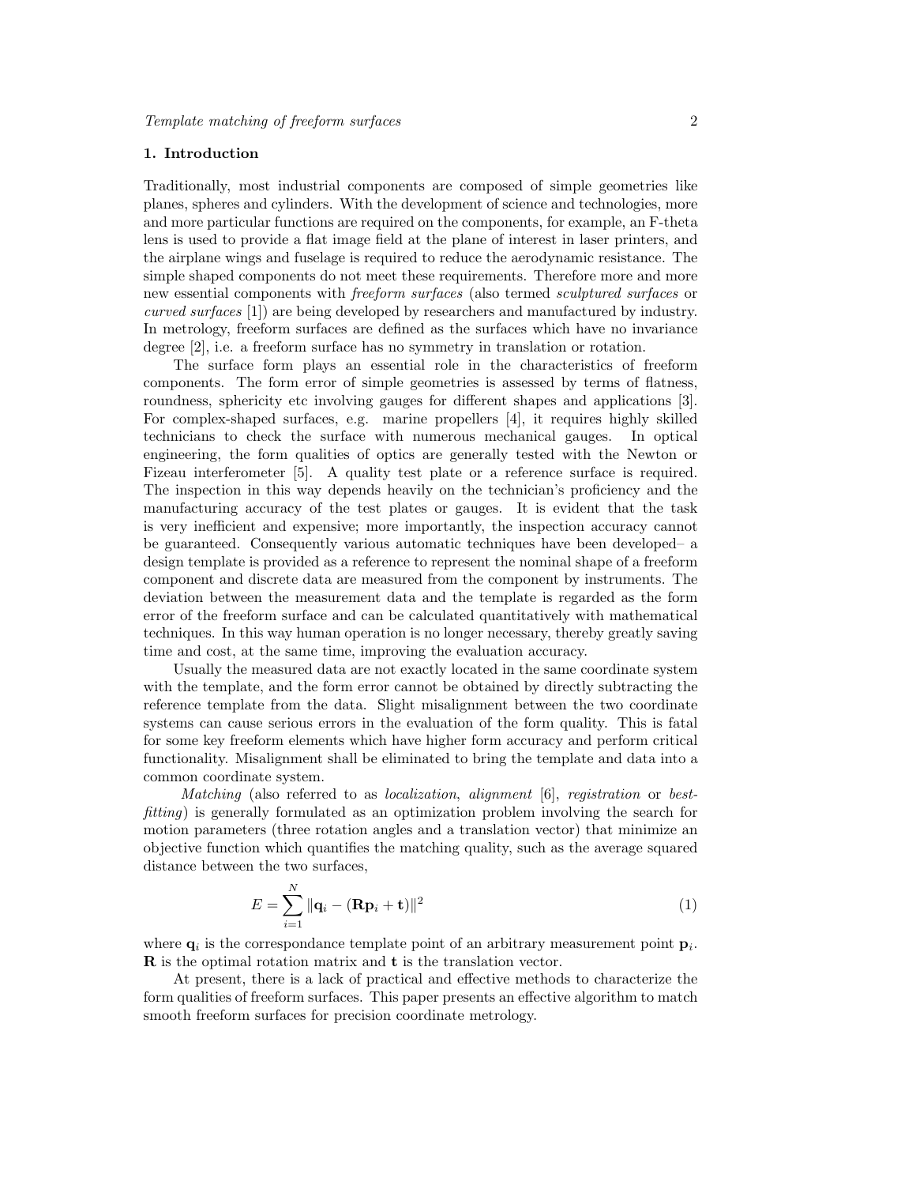## 1. Introduction

Traditionally, most industrial components are composed of simple geometries like planes, spheres and cylinders. With the development of science and technologies, more and more particular functions are required on the components, for example, an F-theta lens is used to provide a flat image field at the plane of interest in laser printers, and the airplane wings and fuselage is required to reduce the aerodynamic resistance. The simple shaped components do not meet these requirements. Therefore more and more new essential components with *freeform surfaces* (also termed *sculptured surfaces* or *curved surfaces* [1]) are being developed by researchers and manufactured by industry. In metrology, freeform surfaces are defined as the surfaces which have no invariance degree [2], i.e. a freeform surface has no symmetry in translation or rotation.

The surface form plays an essential role in the characteristics of freeform components. The form error of simple geometries is assessed by terms of flatness, roundness, sphericity etc involving gauges for different shapes and applications [3]. For complex-shaped surfaces, e.g. marine propellers [4], it requires highly skilled technicians to check the surface with numerous mechanical gauges. In optical engineering, the form qualities of optics are generally tested with the Newton or Fizeau interferometer [5]. A quality test plate or a reference surface is required. The inspection in this way depends heavily on the technician's proficiency and the manufacturing accuracy of the test plates or gauges. It is evident that the task is very inefficient and expensive; more importantly, the inspection accuracy cannot be guaranteed. Consequently various automatic techniques have been developed– a design template is provided as a reference to represent the nominal shape of a freeform component and discrete data are measured from the component by instruments. The deviation between the measurement data and the template is regarded as the form error of the freeform surface and can be calculated quantitatively with mathematical techniques. In this way human operation is no longer necessary, thereby greatly saving time and cost, at the same time, improving the evaluation accuracy.

Usually the measured data are not exactly located in the same coordinate system with the template, and the form error cannot be obtained by directly subtracting the reference template from the data. Slight misalignment between the two coordinate systems can cause serious errors in the evaluation of the form quality. This is fatal for some key freeform elements which have higher form accuracy and perform critical functionality. Misalignment shall be eliminated to bring the template and data into a common coordinate system.

*Matching* (also referred to as *localization*, *alignment* [6], *registration* or *best-fitting*) is generally formulated as an optimization problem involving the search for motion parameters (three rotation angles and a translation vector) that minimize an objective function which quantifies the matching quality, such as the average squared distance between the two surfaces,

$$E = \sum_{i=1}^{N} \|\mathbf{q}_i - (\mathbf{R}\mathbf{p}_i + \mathbf{t})\|^2 \tag{1}$$

where $\mathbf{q}_i$ is the correspondance template point of an arbitrary measurement point $\mathbf{p}_i$. $\mathbf{R}$ is the optimal rotation matrix and $\mathbf{t}$ is the translation vector.

At present, there is a lack of practical and effective methods to characterize the form qualities of freeform surfaces. This paper presents an effective algorithm to match smooth freeform surfaces for precision coordinate metrology.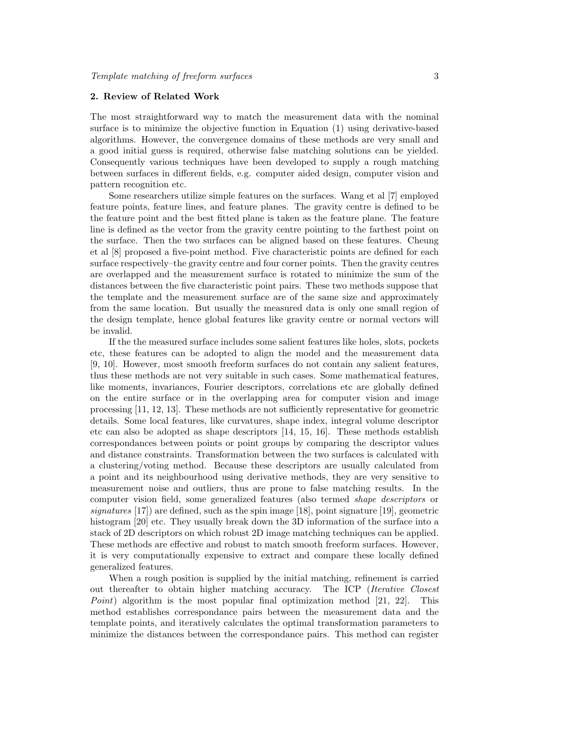## 2. Review of Related Work

The most straightforward way to match the measurement data with the nominal surface is to minimize the objective function in Equation (1) using derivative-based algorithms. However, the convergence domains of these methods are very small and a good initial guess is required, otherwise false matching solutions can be yielded. Consequently various techniques have been developed to supply a rough matching between surfaces in different fields, e.g. computer aided design, computer vision and pattern recognition etc.

Some researchers utilize simple features on the surfaces. Wang et al [7] employed feature points, feature lines, and feature planes. The gravity centre is defined to be the feature point and the best fitted plane is taken as the feature plane. The feature line is defined as the vector from the gravity centre pointing to the farthest point on the surface. Then the two surfaces can be aligned based on these features. Cheung et al [8] proposed a five-point method. Five characteristic points are defined for each surface respectively–the gravity centre and four corner points. Then the gravity centres are overlapped and the measurement surface is rotated to minimize the sum of the distances between the five characteristic point pairs. These two methods suppose that the template and the measurement surface are of the same size and approximately from the same location. But usually the measured data is only one small region of the design template, hence global features like gravity centre or normal vectors will be invalid.

If the the measured surface includes some salient features like holes, slots, pockets etc, these features can be adopted to align the model and the measurement data [9, 10]. However, most smooth freeform surfaces do not contain any salient features, thus these methods are not very suitable in such cases. Some mathematical features, like moments, invariances, Fourier descriptors, correlations etc are globally defined on the entire surface or in the overlapping area for computer vision and image processing [11, 12, 13]. These methods are not sufficiently representative for geometric details. Some local features, like curvatures, shape index, integral volume descriptor etc can also be adopted as shape descriptors [14, 15, 16]. These methods establish correspondances between points or point groups by comparing the descriptor values and distance constraints. Transformation between the two surfaces is calculated with a clustering/voting method. Because these descriptors are usually calculated from a point and its neighbourhood using derivative methods, they are very sensitive to measurement noise and outliers, thus are prone to false matching results. In the computer vision field, some generalized features (also termed *shape descriptors* or *signatures* [17]) are defined, such as the spin image [18], point signature [19], geometric histogram [20] etc. They usually break down the 3D information of the surface into a stack of 2D descriptors on which robust 2D image matching techniques can be applied. These methods are effective and robust to match smooth freeform surfaces. However, it is very computationally expensive to extract and compare these locally defined generalized features.

When a rough position is supplied by the initial matching, refinement is carried out thereafter to obtain higher matching accuracy. The ICP (*Iterative Closest Point*) algorithm is the most popular final optimization method [21, 22]. This method establishes correspondance pairs between the measurement data and the template points, and iteratively calculates the optimal transformation parameters to minimize the distances between the correspondance pairs. This method can register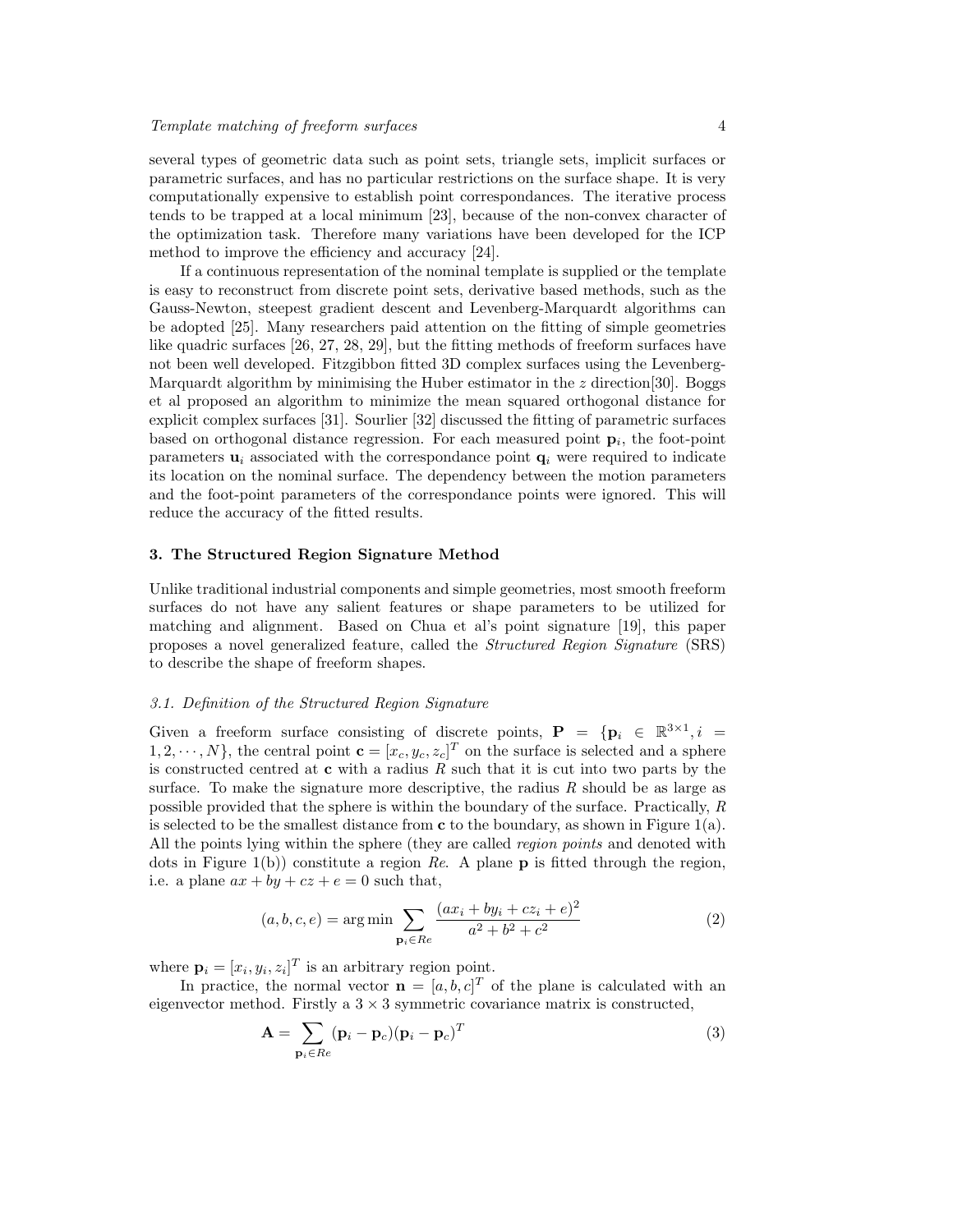several types of geometric data such as point sets, triangle sets, implicit surfaces or parametric surfaces, and has no particular restrictions on the surface shape. It is very computationally expensive to establish point correspondances. The iterative process tends to be trapped at a local minimum [23], because of the non-convex character of the optimization task. Therefore many variations have been developed for the ICP method to improve the efficiency and accuracy [24].

If a continuous representation of the nominal template is supplied or the template is easy to reconstruct from discrete point sets, derivative based methods, such as the Gauss-Newton, steepest gradient descent and Levenberg-Marquardt algorithms can be adopted [25]. Many researchers paid attention on the fitting of simple geometries like quadric surfaces [26, 27, 28, 29], but the fitting methods of freeform surfaces have not been well developed. Fitzgibbon fitted 3D complex surfaces using the Levenberg-Marquardt algorithm by minimising the Huber estimator in the $z$ direction[30]. Boggs et al proposed an algorithm to minimize the mean squared orthogonal distance for explicit complex surfaces [31]. Sourlier [32] discussed the fitting of parametric surfaces based on orthogonal distance regression. For each measured point $\mathbf{p}_i$, the foot-point parameters $\mathbf{u}_i$ associated with the correspondance point $\mathbf{q}_i$ were required to indicate its location on the nominal surface. The dependency between the motion parameters and the foot-point parameters of the correspondance points were ignored. This will reduce the accuracy of the fitted results.

## 3. The Structured Region Signature Method

Unlike traditional industrial components and simple geometries, most smooth freeform surfaces do not have any salient features or shape parameters to be utilized for matching and alignment. Based on Chua et al's point signature [19], this paper proposes a novel generalized feature, called the *Structured Region Signature* (SRS) to describe the shape of freeform shapes.

### 3.1. Definition of the Structured Region Signature

Given a freeform surface consisting of discrete points, $\mathbf{P} = \{\mathbf{p}_i \in \mathbb{R}^{3\times1}, i = 1, 2, \cdots, N\}$, the central point $\mathbf{c} = [x_c, y_c, z_c]^T$ on the surface is selected and a sphere is constructed centred at $\mathbf{c}$ with a radius $R$ such that it is cut into two parts by the surface. To make the signature more descriptive, the radius $R$ should be as large as possible provided that the sphere is within the boundary of the surface. Practically, $R$ is selected to be the smallest distance from $\mathbf{c}$ to the boundary, as shown in Figure 1(a). All the points lying within the sphere (they are called *region points* and denoted with dots in Figure 1(b)) constitute a region *Re*. A plane $\mathbf{p}$ is fitted through the region, i.e. a plane $ax + by + cz + e = 0$ such that,

$$(a, b, c, e) = \arg\min \sum_{\mathbf{p}_i \in Re} \frac{(ax_i + by_i + cz_i + e)^2}{a^2 + b^2 + c^2} \tag{2}$$

where $\mathbf{p}_i = [x_i, y_i, z_i]^T$ is an arbitrary region point.

In practice, the normal vector $\mathbf{n} = [a, b, c]^T$ of the plane is calculated with an eigenvector method. Firstly a $3 \times 3$ symmetric covariance matrix is constructed,

$$\mathbf{A} = \sum_{\mathbf{p}_i \in Re} (\mathbf{p}_i - \mathbf{p}_c)(\mathbf{p}_i - \mathbf{p}_c)^T \tag{3}$$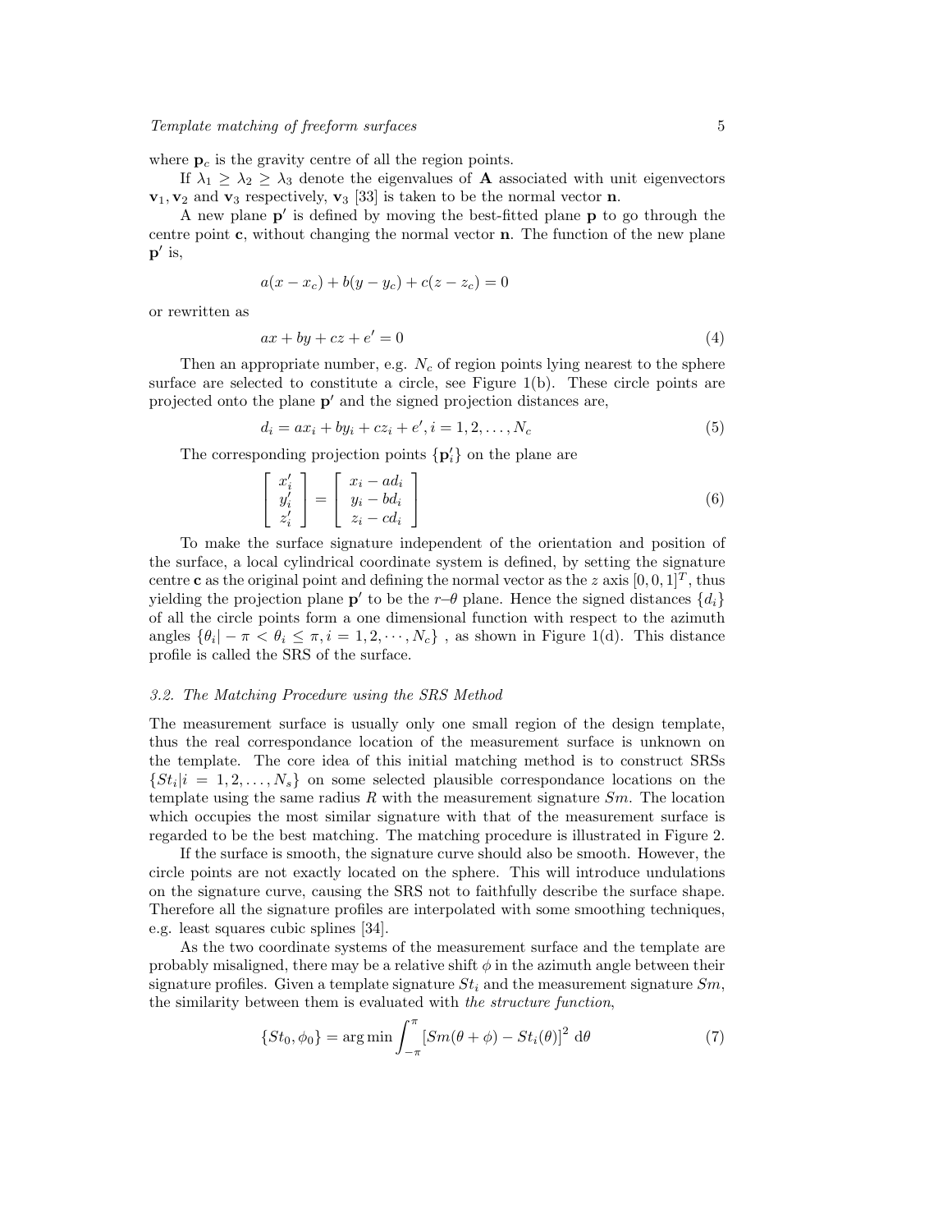where $\mathbf{p}_c$ is the gravity centre of all the region points.

If $\lambda_1 \geq \lambda_2 \geq \lambda_3$ denote the eigenvalues of $\mathbf{A}$ associated with unit eigenvectors $\mathbf{v}_1, \mathbf{v}_2$ and $\mathbf{v}_3$ respectively, $\mathbf{v}_3$ [33] is taken to be the normal vector $\mathbf{n}$.

A new plane $\mathbf{p}'$ is defined by moving the best-fitted plane $\mathbf{p}$ to go through the centre point $\mathbf{c}$, without changing the normal vector $\mathbf{n}$. The function of the new plane $\mathbf{p}'$ is,

$$a(x - x_c) + b(y - y_c) + c(z - z_c) = 0$$

or rewritten as

$$ax + by + cz + e' = 0 \tag{4}$$

Then an appropriate number, e.g. $N_c$ of region points lying nearest to the sphere surface are selected to constitute a circle, see Figure 1(b). These circle points are projected onto the plane $\mathbf{p}'$ and the signed projection distances are,

$$d_i = ax_i + by_i + cz_i + e', i = 1, 2, \ldots, N_c \tag{5}$$

The corresponding projection points $\{\mathbf{p}'_i\}$ on the plane are

$$\begin{bmatrix} x'_i \\ y'_i \\ z'_i \end{bmatrix} = \begin{bmatrix} x_i - ad_i \\ y_i - bd_i \\ z_i - cd_i \end{bmatrix} \tag{6}$$

To make the surface signature independent of the orientation and position of the surface, a local cylindrical coordinate system is defined, by setting the signature centre $\mathbf{c}$ as the original point and defining the normal vector as the $z$ axis $[0, 0, 1]^T$, thus yielding the projection plane $\mathbf{p}'$ to be the $r$–$\theta$ plane. Hence the signed distances $\{d_i\}$ of all the circle points form a one dimensional function with respect to the azimuth angles $\{\theta_i | -\pi < \theta_i \leq \pi, i = 1, 2, \cdots, N_c\}$ , as shown in Figure 1(d). This distance profile is called the SRS of the surface.

### *3.2. The Matching Procedure using the SRS Method*

The measurement surface is usually only one small region of the design template, thus the real correspondance location of the measurement surface is unknown on the template. The core idea of this initial matching method is to construct SRSs $\{St_i | i = 1, 2, \ldots, N_s\}$ on some selected plausible correspondance locations on the template using the same radius $R$ with the measurement signature $Sm$. The location which occupies the most similar signature with that of the measurement surface is regarded to be the best matching. The matching procedure is illustrated in Figure 2.

If the surface is smooth, the signature curve should also be smooth. However, the circle points are not exactly located on the sphere. This will introduce undulations on the signature curve, causing the SRS not to faithfully describe the surface shape. Therefore all the signature profiles are interpolated with some smoothing techniques, e.g. least squares cubic splines [34].

As the two coordinate systems of the measurement surface and the template are probably misaligned, there may be a relative shift $\phi$ in the azimuth angle between their signature profiles. Given a template signature $St_i$ and the measurement signature $Sm$, the similarity between them is evaluated with *the structure function*,

$$\{St_0, \phi_0\} = \arg\min \int_{-\pi}^{\pi} [Sm(\theta + \phi) - St_i(\theta)]^2 \, \mathrm{d}\theta \tag{7}$$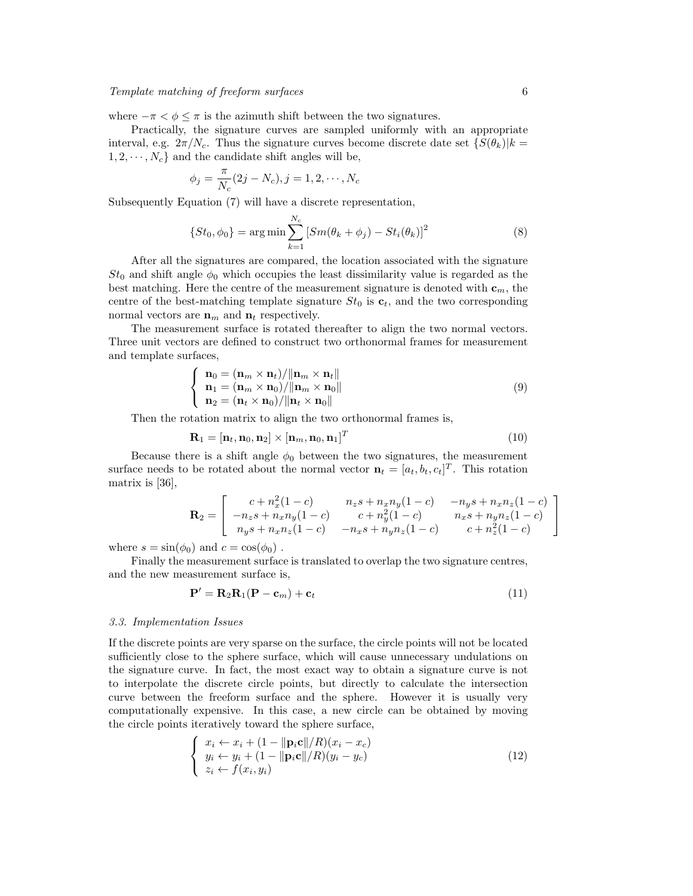where $-\pi < \phi \leq \pi$ is the azimuth shift between the two signatures.

Practically, the signature curves are sampled uniformly with an appropriate interval, e.g. $2\pi/N_c$. Thus the signature curves become discrete date set $\{S(\theta_k)|k = 1, 2, \cdots, N_c\}$ and the candidate shift angles will be,

$$\phi_j = \frac{\pi}{N_c}(2j - N_c), j = 1, 2, \cdots, N_c$$

Subsequently Equation (7) will have a discrete representation,

$$\{St_0, \phi_0\} = \arg\min \sum_{k=1}^{N_c} \left[Sm(\theta_k + \phi_j) - St_i(\theta_k)\right]^2 \tag{8}$$

After all the signatures are compared, the location associated with the signature $St_0$ and shift angle $\phi_0$ which occupies the least dissimilarity value is regarded as the best matching. Here the centre of the measurement signature is denoted with $\mathbf{c}_m$, the centre of the best-matching template signature $St_0$ is $\mathbf{c}_t$, and the two corresponding normal vectors are $\mathbf{n}_m$ and $\mathbf{n}_t$ respectively.

The measurement surface is rotated thereafter to align the two normal vectors. Three unit vectors are defined to construct two orthonormal frames for measurement and template surfaces,

$$\begin{cases} \mathbf{n}_0 = (\mathbf{n}_m \times \mathbf{n}_t)/\|\mathbf{n}_m \times \mathbf{n}_t\| \\ \mathbf{n}_1 = (\mathbf{n}_m \times \mathbf{n}_0)/\|\mathbf{n}_m \times \mathbf{n}_0\| \\ \mathbf{n}_2 = (\mathbf{n}_t \times \mathbf{n}_0)/\|\mathbf{n}_t \times \mathbf{n}_0\| \end{cases} \tag{9}$$

Then the rotation matrix to align the two orthonormal frames is,

$$\mathbf{R}_1 = [\mathbf{n}_t, \mathbf{n}_0, \mathbf{n}_2] \times [\mathbf{n}_m, \mathbf{n}_0, \mathbf{n}_1]^T \tag{10}$$

Because there is a shift angle $\phi_0$ between the two signatures, the measurement surface needs to be rotated about the normal vector $\mathbf{n}_t = [a_t, b_t, c_t]^T$. This rotation matrix is [36],

$$\mathbf{R}_2 = \begin{bmatrix} c + n_x^2(1-c) & n_z s + n_x n_y(1-c) & -n_y s + n_x n_z(1-c) \\ -n_z s + n_x n_y(1-c) & c + n_y^2(1-c) & n_x s + n_y n_z(1-c) \\ n_y s + n_x n_z(1-c) & -n_x s + n_y n_z(1-c) & c + n_z^2(1-c) \end{bmatrix}$$

where $s = \sin(\phi_0)$ and $c = \cos(\phi_0)$ .

Finally the measurement surface is translated to overlap the two signature centres, and the new measurement surface is,

$$\mathbf{P}' = \mathbf{R}_2\mathbf{R}_1(\mathbf{P} - \mathbf{c}_m) + \mathbf{c}_t \tag{11}$$

### *3.3. Implementation Issues*

If the discrete points are very sparse on the surface, the circle points will not be located sufficiently close to the sphere surface, which will cause unnecessary undulations on the signature curve. In fact, the most exact way to obtain a signature curve is not to interpolate the discrete circle points, but directly to calculate the intersection curve between the freeform surface and the sphere. However it is usually very computationally expensive. In this case, a new circle can be obtained by moving the circle points iteratively toward the sphere surface,

$$\begin{cases} x_i \leftarrow x_i + (1 - \|\mathbf{p}_i\mathbf{c}\|/R)(x_i - x_c) \\ y_i \leftarrow y_i + (1 - \|\mathbf{p}_i\mathbf{c}\|/R)(y_i - y_c) \\ z_i \leftarrow f(x_i, y_i) \end{cases} \tag{12}$$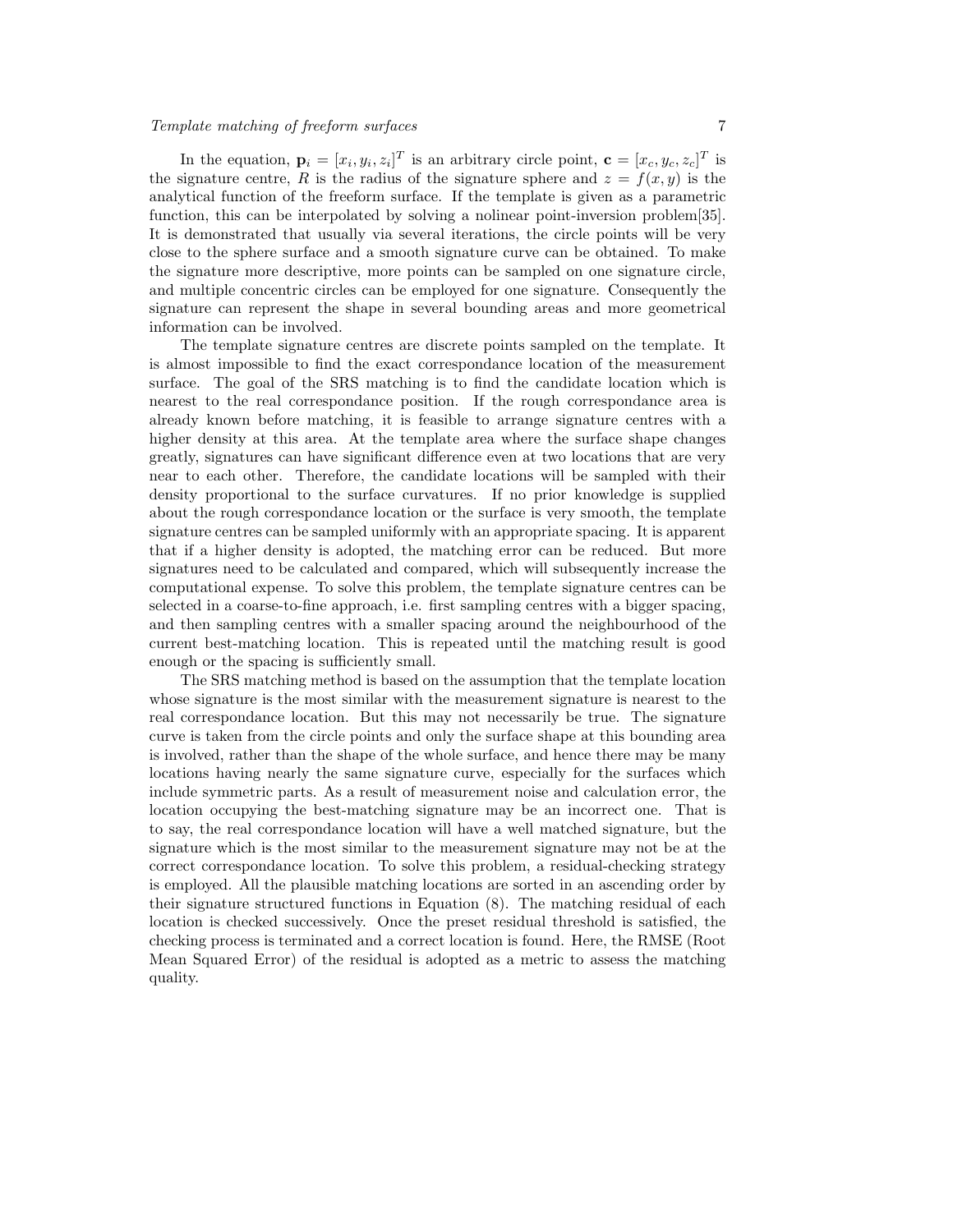In the equation, $\mathbf{p}_i = [x_i, y_i, z_i]^T$ is an arbitrary circle point, $\mathbf{c} = [x_c, y_c, z_c]^T$ is the signature centre, $R$ is the radius of the signature sphere and $z = f(x, y)$ is the analytical function of the freeform surface. If the template is given as a parametric function, this can be interpolated by solving a nolinear point-inversion problem[35]. It is demonstrated that usually via several iterations, the circle points will be very close to the sphere surface and a smooth signature curve can be obtained. To make the signature more descriptive, more points can be sampled on one signature circle, and multiple concentric circles can be employed for one signature. Consequently the signature can represent the shape in several bounding areas and more geometrical information can be involved.

The template signature centres are discrete points sampled on the template. It is almost impossible to find the exact correspondance location of the measurement surface. The goal of the SRS matching is to find the candidate location which is nearest to the real correspondance position. If the rough correspondance area is already known before matching, it is feasible to arrange signature centres with a higher density at this area. At the template area where the surface shape changes greatly, signatures can have significant difference even at two locations that are very near to each other. Therefore, the candidate locations will be sampled with their density proportional to the surface curvatures. If no prior knowledge is supplied about the rough correspondance location or the surface is very smooth, the template signature centres can be sampled uniformly with an appropriate spacing. It is apparent that if a higher density is adopted, the matching error can be reduced. But more signatures need to be calculated and compared, which will subsequently increase the computational expense. To solve this problem, the template signature centres can be selected in a coarse-to-fine approach, i.e. first sampling centres with a bigger spacing, and then sampling centres with a smaller spacing around the neighbourhood of the current best-matching location. This is repeated until the matching result is good enough or the spacing is sufficiently small.

The SRS matching method is based on the assumption that the template location whose signature is the most similar with the measurement signature is nearest to the real correspondance location. But this may not necessarily be true. The signature curve is taken from the circle points and only the surface shape at this bounding area is involved, rather than the shape of the whole surface, and hence there may be many locations having nearly the same signature curve, especially for the surfaces which include symmetric parts. As a result of measurement noise and calculation error, the location occupying the best-matching signature may be an incorrect one. That is to say, the real correspondance location will have a well matched signature, but the signature which is the most similar to the measurement signature may not be at the correct correspondance location. To solve this problem, a residual-checking strategy is employed. All the plausible matching locations are sorted in an ascending order by their signature structured functions in Equation (8). The matching residual of each location is checked successively. Once the preset residual threshold is satisfied, the checking process is terminated and a correct location is found. Here, the RMSE (Root Mean Squared Error) of the residual is adopted as a metric to assess the matching quality.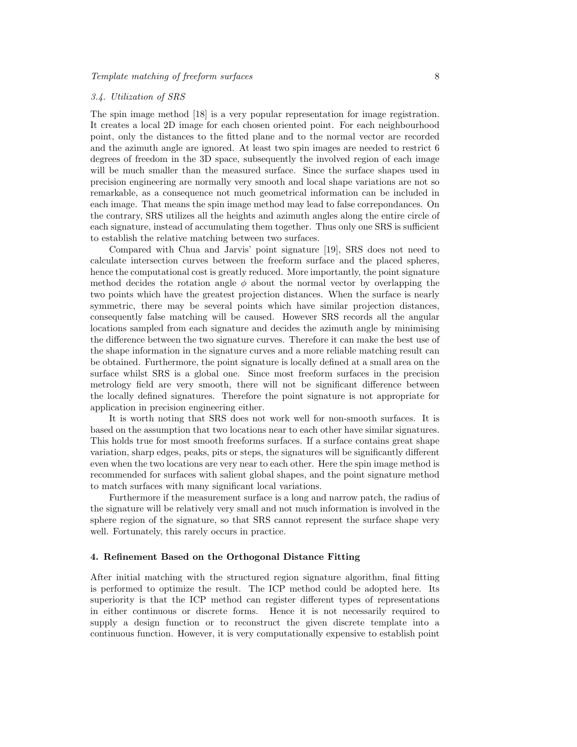### 3.4. Utilization of SRS

The spin image method [18] is a very popular representation for image registration. It creates a local 2D image for each chosen oriented point. For each neighbourhood point, only the distances to the fitted plane and to the normal vector are recorded and the azimuth angle are ignored. At least two spin images are needed to restrict 6 degrees of freedom in the 3D space, subsequently the involved region of each image will be much smaller than the measured surface. Since the surface shapes used in precision engineering are normally very smooth and local shape variations are not so remarkable, as a consequence not much geometrical information can be included in each image. That means the spin image method may lead to false correpondances. On the contrary, SRS utilizes all the heights and azimuth angles along the entire circle of each signature, instead of accumulating them together. Thus only one SRS is sufficient to establish the relative matching between two surfaces.

Compared with Chua and Jarvis' point signature [19], SRS does not need to calculate intersection curves between the freeform surface and the placed spheres, hence the computational cost is greatly reduced. More importantly, the point signature method decides the rotation angle $\phi$ about the normal vector by overlapping the two points which have the greatest projection distances. When the surface is nearly symmetric, there may be several points which have similar projection distances, consequently false matching will be caused. However SRS records all the angular locations sampled from each signature and decides the azimuth angle by minimising the difference between the two signature curves. Therefore it can make the best use of the shape information in the signature curves and a more reliable matching result can be obtained. Furthermore, the point signature is locally defined at a small area on the surface whilst SRS is a global one. Since most freeform surfaces in the precision metrology field are very smooth, there will not be significant difference between the locally defined signatures. Therefore the point signature is not appropriate for application in precision engineering either.

It is worth noting that SRS does not work well for non-smooth surfaces. It is based on the assumption that two locations near to each other have similar signatures. This holds true for most smooth freeforms surfaces. If a surface contains great shape variation, sharp edges, peaks, pits or steps, the signatures will be significantly different even when the two locations are very near to each other. Here the spin image method is recommended for surfaces with salient global shapes, and the point signature method to match surfaces with many significant local variations.

Furthermore if the measurement surface is a long and narrow patch, the radius of the signature will be relatively very small and not much information is involved in the sphere region of the signature, so that SRS cannot represent the surface shape very well. Fortunately, this rarely occurs in practice.

## 4. Refinement Based on the Orthogonal Distance Fitting

After initial matching with the structured region signature algorithm, final fitting is performed to optimize the result. The ICP method could be adopted here. Its superiority is that the ICP method can register different types of representations in either continuous or discrete forms. Hence it is not necessarily required to supply a design function or to reconstruct the given discrete template into a continuous function. However, it is very computationally expensive to establish point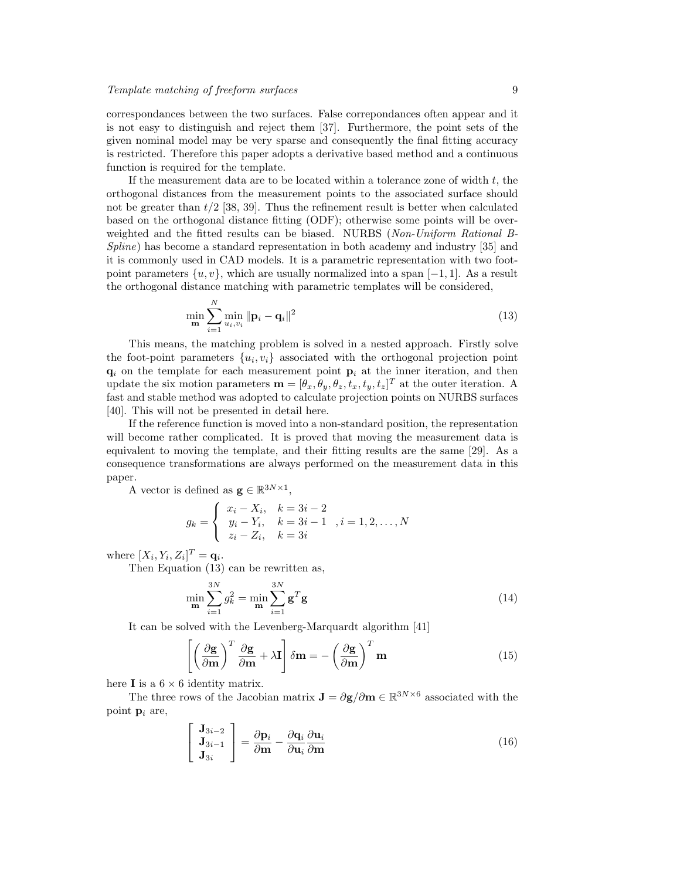correspondances between the two surfaces. False correpondances often appear and it is not easy to distinguish and reject them [37]. Furthermore, the point sets of the given nominal model may be very sparse and consequently the final fitting accuracy is restricted. Therefore this paper adopts a derivative based method and a continuous function is required for the template.

If the measurement data are to be located within a tolerance zone of width $t$, the orthogonal distances from the measurement points to the associated surface should not be greater than $t/2$ [38, 39]. Thus the refinement result is better when calculated based on the orthogonal distance fitting (ODF); otherwise some points will be over-weighted and the fitted results can be biased. NURBS (*Non-Uniform Rational B-Spline*) has become a standard representation in both academy and industry [35] and it is commonly used in CAD models. It is a parametric representation with two foot-point parameters $\{u, v\}$, which are usually normalized into a span $[-1, 1]$. As a result the orthogonal distance matching with parametric templates will be considered,

$$\min_{\mathbf{m}} \sum_{i=1}^{N} \min_{u_i, v_i} \|\mathbf{p}_i - \mathbf{q}_i\|^2 \tag{13}$$

This means, the matching problem is solved in a nested approach. Firstly solve the foot-point parameters $\{u_i, v_i\}$ associated with the orthogonal projection point $\mathbf{q}_i$ on the template for each measurement point $\mathbf{p}_i$ at the inner iteration, and then update the six motion parameters $\mathbf{m} = [\theta_x, \theta_y, \theta_z, t_x, t_y, t_z]^T$ at the outer iteration. A fast and stable method was adopted to calculate projection points on NURBS surfaces [40]. This will not be presented in detail here.

If the reference function is moved into a non-standard position, the representation will become rather complicated. It is proved that moving the measurement data is equivalent to moving the template, and their fitting results are the same [29]. As a consequence transformations are always performed on the measurement data in this paper.

A vector is defined as $\mathbf{g} \in \mathbb{R}^{3N \times 1}$,

$$g_k = \begin{cases} x_i - X_i, & k = 3i - 2 \\ y_i - Y_i, & k = 3i - 1 \\ z_i - Z_i, & k = 3i \end{cases}, i = 1, 2, \ldots, N$$

where $[X_i, Y_i, Z_i]^T = \mathbf{q}_i$.

Then Equation (13) can be rewritten as,

$$\min_{\mathbf{m}} \sum_{i=1}^{3N} g_k^2 = \min_{\mathbf{m}} \sum_{i=1}^{3N} \mathbf{g}^T \mathbf{g} \tag{14}$$

It can be solved with the Levenberg-Marquardt algorithm [41]

$$\left[ \left( \frac{\partial \mathbf{g}}{\partial \mathbf{m}} \right)^T \frac{\partial \mathbf{g}}{\partial \mathbf{m}} + \lambda \mathbf{I} \right] \delta \mathbf{m} = - \left( \frac{\partial \mathbf{g}}{\partial \mathbf{m}} \right)^T \mathbf{m} \tag{15}$$

here $\mathbf{I}$ is a $6 \times 6$ identity matrix.

The three rows of the Jacobian matrix $\mathbf{J} = \partial \mathbf{g} / \partial \mathbf{m} \in \mathbb{R}^{3N \times 6}$ associated with the point $\mathbf{p}_i$ are,

$$\begin{bmatrix} \mathbf{J}_{3i-2} \\ \mathbf{J}_{3i-1} \\ \mathbf{J}_{3i} \end{bmatrix} = \frac{\partial \mathbf{p}_i}{\partial \mathbf{m}} - \frac{\partial \mathbf{q}_i}{\partial \mathbf{u}_i} \frac{\partial \mathbf{u}_i}{\partial \mathbf{m}} \tag{16}$$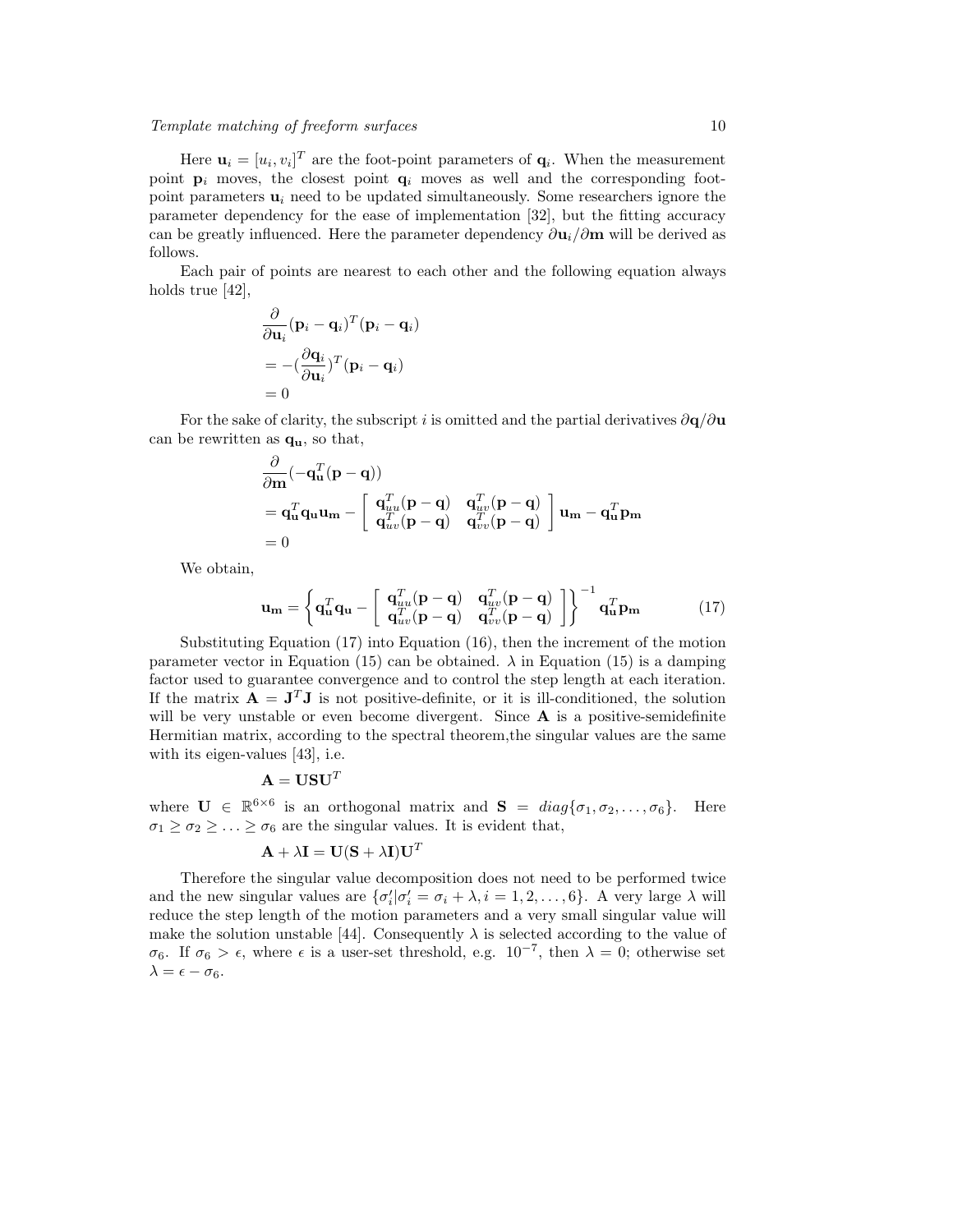Here $\mathbf{u}_i = [u_i, v_i]^T$ are the foot-point parameters of $\mathbf{q}_i$. When the measurement point $\mathbf{p}_i$ moves, the closest point $\mathbf{q}_i$ moves as well and the corresponding foot-point parameters $\mathbf{u}_i$ need to be updated simultaneously. Some researchers ignore the parameter dependency for the ease of implementation [32], but the fitting accuracy can be greatly influenced. Here the parameter dependency $\partial \mathbf{u}_i / \partial \mathbf{m}$ will be derived as follows.

Each pair of points are nearest to each other and the following equation always holds true [42],

$$
\begin{aligned}
&\frac{\partial}{\partial \mathbf{u}_i}(\mathbf{p}_i - \mathbf{q}_i)^T(\mathbf{p}_i - \mathbf{q}_i) \\
&= -(\frac{\partial \mathbf{q}_i}{\partial \mathbf{u}_i})^T(\mathbf{p}_i - \mathbf{q}_i) \\
&= 0
\end{aligned}
$$

For the sake of clarity, the subscript $i$ is omitted and the partial derivatives $\partial \mathbf{q}/\partial \mathbf{u}$ can be rewritten as $\mathbf{q}_{\mathbf{u}}$, so that,

$$
\begin{aligned}
&\frac{\partial}{\partial \mathbf{m}}(-\mathbf{q}_{\mathbf{u}}^T(\mathbf{p} - \mathbf{q})) \\
&= \mathbf{q}_{\mathbf{u}}^T \mathbf{q}_{\mathbf{u}} \mathbf{u}_{\mathbf{m}} - \begin{bmatrix} \mathbf{q}_{uu}^T(\mathbf{p} - \mathbf{q}) & \mathbf{q}_{uv}^T(\mathbf{p} - \mathbf{q}) \\ \mathbf{q}_{uv}^T(\mathbf{p} - \mathbf{q}) & \mathbf{q}_{vv}^T(\mathbf{p} - \mathbf{q}) \end{bmatrix} \mathbf{u}_{\mathbf{m}} - \mathbf{q}_{\mathbf{u}}^T \mathbf{p}_{\mathbf{m}} \\
&= 0
\end{aligned}
$$

We obtain,

$$
\mathbf{u}_{\mathbf{m}} = \left\{ \mathbf{q}_{\mathbf{u}}^T \mathbf{q}_{\mathbf{u}} - \begin{bmatrix} \mathbf{q}_{uu}^T(\mathbf{p} - \mathbf{q}) & \mathbf{q}_{uv}^T(\mathbf{p} - \mathbf{q}) \\ \mathbf{q}_{uv}^T(\mathbf{p} - \mathbf{q}) & \mathbf{q}_{vv}^T(\mathbf{p} - \mathbf{q}) \end{bmatrix} \right\}^{-1} \mathbf{q}_{\mathbf{u}}^T \mathbf{p}_{\mathbf{m}} \tag{17}
$$

Substituting Equation (17) into Equation (16), then the increment of the motion parameter vector in Equation (15) can be obtained. $\lambda$ in Equation (15) is a damping factor used to guarantee convergence and to control the step length at each iteration. If the matrix $\mathbf{A} = \mathbf{J}^T\mathbf{J}$ is not positive-definite, or it is ill-conditioned, the solution will be very unstable or even become divergent. Since $\mathbf{A}$ is a positive-semidefinite Hermitian matrix, according to the spectral theorem,the singular values are the same with its eigen-values [43], i.e.

$$
\mathbf{A} = \mathbf{U}\mathbf{S}\mathbf{U}^T
$$

where $\mathbf{U} \in \mathbb{R}^{6\times 6}$ is an orthogonal matrix and $\mathbf{S} = diag\{\sigma_1, \sigma_2, \ldots, \sigma_6\}$. Here $\sigma_1 \geq \sigma_2 \geq \ldots \geq \sigma_6$ are the singular values. It is evident that,

$$
\mathbf{A} + \lambda \mathbf{I} = \mathbf{U}(\mathbf{S} + \lambda \mathbf{I})\mathbf{U}^T
$$

Therefore the singular value decomposition does not need to be performed twice and the new singular values are $\{\sigma_i' | \sigma_i' = \sigma_i + \lambda, i = 1, 2, \ldots, 6\}$. A very large $\lambda$ will reduce the step length of the motion parameters and a very small singular value will make the solution unstable [44]. Consequently $\lambda$ is selected according to the value of $\sigma_6$. If $\sigma_6 > \epsilon$, where $\epsilon$ is a user-set threshold, e.g. $10^{-7}$, then $\lambda = 0$; otherwise set $\lambda = \epsilon - \sigma_6$.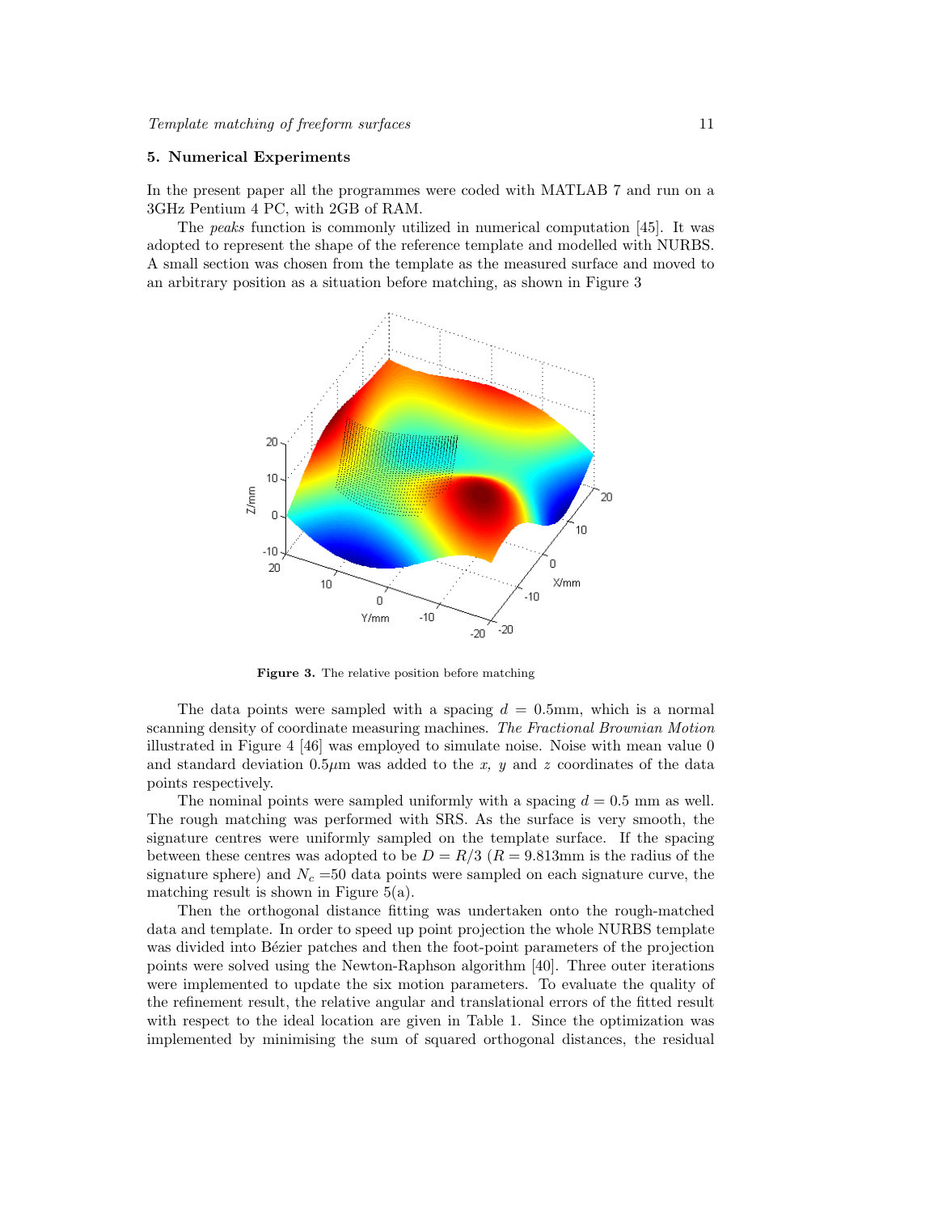## 5. Numerical Experiments

In the present paper all the programmes were coded with MATLAB 7 and run on a 3GHz Pentium 4 PC, with 2GB of RAM.

The *peaks* function is commonly utilized in numerical computation [45]. It was adopted to represent the shape of the reference template and modelled with NURBS. A small section was chosen from the template as the measured surface and moved to an arbitrary position as a situation before matching, as shown in Figure 3

**Figure 3.** The relative position before matching

The data points were sampled with a spacing $d = 0.5$mm, which is a normal scanning density of coordinate measuring machines. *The Fractional Brownian Motion* illustrated in Figure 4 [46] was employed to simulate noise. Noise with mean value 0 and standard deviation 0.5$\mu$m was added to the $x$, $y$ and $z$ coordinates of the data points respectively.

The nominal points were sampled uniformly with a spacing $d = 0.5$ mm as well. The rough matching was performed with SRS. As the surface is very smooth, the signature centres were uniformly sampled on the template surface. If the spacing between these centres was adopted to be $D = R/3$ ($R = 9.813$mm is the radius of the signature sphere) and $N_c = 50$ data points were sampled on each signature curve, the matching result is shown in Figure 5(a).

Then the orthogonal distance fitting was undertaken onto the rough-matched data and template. In order to speed up point projection the whole NURBS template was divided into Bézier patches and then the foot-point parameters of the projection points were solved using the Newton-Raphson algorithm [40]. Three outer iterations were implemented to update the six motion parameters. To evaluate the quality of the refinement result, the relative angular and translational errors of the fitted result with respect to the ideal location are given in Table 1. Since the optimization was implemented by minimising the sum of squared orthogonal distances, the residual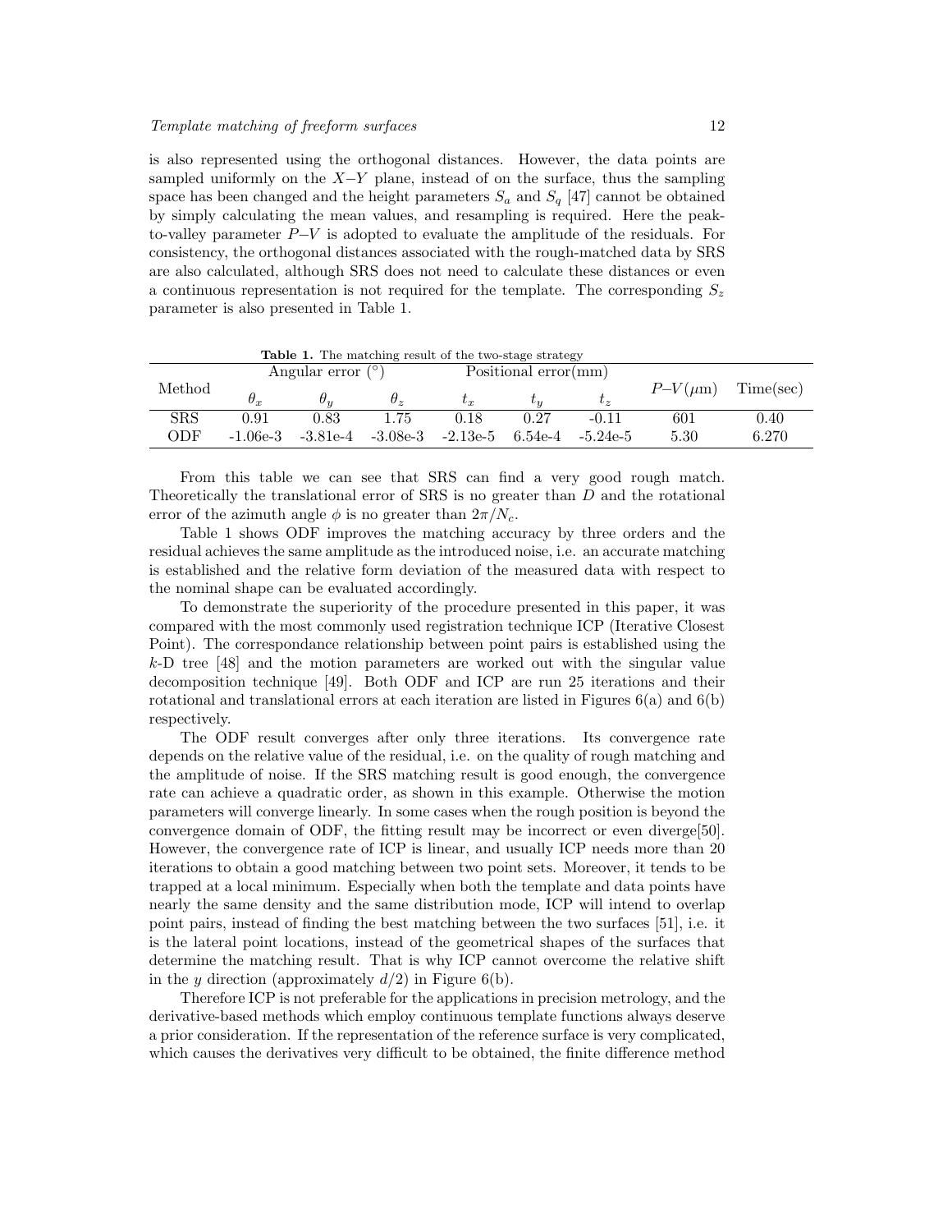is also represented using the orthogonal distances. However, the data points are sampled uniformly on the $X$–$Y$ plane, instead of on the surface, thus the sampling space has been changed and the height parameters $S_a$ and $S_q$ [47] cannot be obtained by simply calculating the mean values, and resampling is required. Here the peak-to-valley parameter $P$–$V$ is adopted to evaluate the amplitude of the residuals. For consistency, the orthogonal distances associated with the rough-matched data by SRS are also calculated, although SRS does not need to calculate these distances or even a continuous representation is not required for the template. The corresponding $S_z$ parameter is also presented in Table 1.

**Table 1.** The matching result of the two-stage strategy

| Method | Angular error (°) | | | Positional error(mm) | | | $P$–$V$($\mu$m) | Time(sec) |
|---|---|---|---|---|---|---|---|---|
| | $\theta_x$ | $\theta_y$ | $\theta_z$ | $t_x$ | $t_y$ | $t_z$ | | |
| SRS | 0.91 | 0.83 | 1.75 | 0.18 | 0.27 | -0.11 | 601 | 0.40 |
| ODF | -1.06e-3 | -3.81e-4 | -3.08e-3 | -2.13e-5 | 6.54e-4 | -5.24e-5 | 5.30 | 6.270 |

From this table we can see that SRS can find a very good rough match. Theoretically the translational error of SRS is no greater than $D$ and the rotational error of the azimuth angle $\phi$ is no greater than $2\pi/N_c$.

Table 1 shows ODF improves the matching accuracy by three orders and the residual achieves the same amplitude as the introduced noise, i.e. an accurate matching is established and the relative form deviation of the measured data with respect to the nominal shape can be evaluated accordingly.

To demonstrate the superiority of the procedure presented in this paper, it was compared with the most commonly used registration technique ICP (Iterative Closest Point). The correspondance relationship between point pairs is established using the $k$-D tree [48] and the motion parameters are worked out with the singular value decomposition technique [49]. Both ODF and ICP are run 25 iterations and their rotational and translational errors at each iteration are listed in Figures 6(a) and 6(b) respectively.

The ODF result converges after only three iterations. Its convergence rate depends on the relative value of the residual, i.e. on the quality of rough matching and the amplitude of noise. If the SRS matching result is good enough, the convergence rate can achieve a quadratic order, as shown in this example. Otherwise the motion parameters will converge linearly. In some cases when the rough position is beyond the convergence domain of ODF, the fitting result may be incorrect or even diverge[50]. However, the convergence rate of ICP is linear, and usually ICP needs more than 20 iterations to obtain a good matching between two point sets. Moreover, it tends to be trapped at a local minimum. Especially when both the template and data points have nearly the same density and the same distribution mode, ICP will intend to overlap point pairs, instead of finding the best matching between the two surfaces [51], i.e. it is the lateral point locations, instead of the geometrical shapes of the surfaces that determine the matching result. That is why ICP cannot overcome the relative shift in the $y$ direction (approximately $d/2$) in Figure 6(b).

Therefore ICP is not preferable for the applications in precision metrology, and the derivative-based methods which employ continuous template functions always deserve a prior consideration. If the representation of the reference surface is very complicated, which causes the derivatives very difficult to be obtained, the finite difference method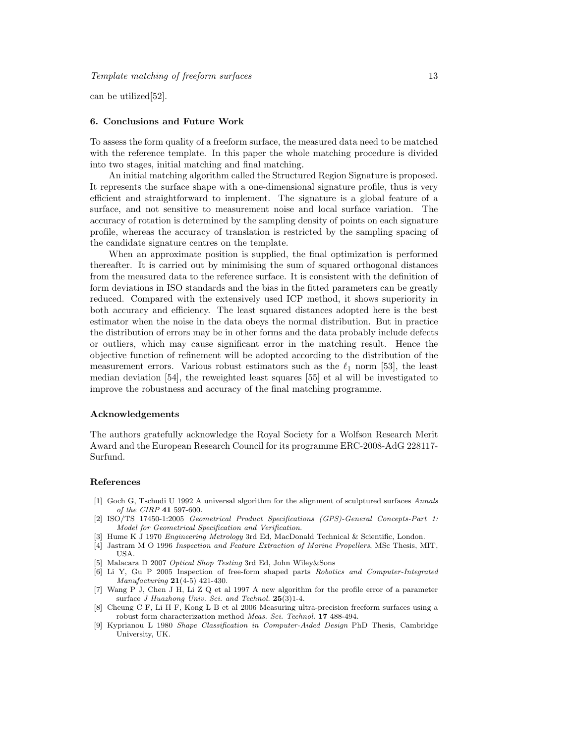can be utilized[52].

## 6. Conclusions and Future Work

To assess the form quality of a freeform surface, the measured data need to be matched with the reference template. In this paper the whole matching procedure is divided into two stages, initial matching and final matching.

An initial matching algorithm called the Structured Region Signature is proposed. It represents the surface shape with a one-dimensional signature profile, thus is very efficient and straightforward to implement. The signature is a global feature of a surface, and not sensitive to measurement noise and local surface variation. The accuracy of rotation is determined by the sampling density of points on each signature profile, whereas the accuracy of translation is restricted by the sampling spacing of the candidate signature centres on the template.

When an approximate position is supplied, the final optimization is performed thereafter. It is carried out by minimising the sum of squared orthogonal distances from the measured data to the reference surface. It is consistent with the definition of form deviations in ISO standards and the bias in the fitted parameters can be greatly reduced. Compared with the extensively used ICP method, it shows superiority in both accuracy and efficiency. The least squared distances adopted here is the best estimator when the noise in the data obeys the normal distribution. But in practice the distribution of errors may be in other forms and the data probably include defects or outliers, which may cause significant error in the matching result. Hence the objective function of refinement will be adopted according to the distribution of the measurement errors. Various robust estimators such as the $\ell_1$ norm [53], the least median deviation [54], the reweighted least squares [55] et al will be investigated to improve the robustness and accuracy of the final matching programme.

## Acknowledgements

The authors gratefully acknowledge the Royal Society for a Wolfson Research Merit Award and the European Research Council for its programme ERC-2008-AdG 228117-Surfund.

## References

[1] Goch G, Tschudi U 1992 A universal algorithm for the alignment of sculptured surfaces *Annals of the CIRP* **41** 597-600.

[2] ISO/TS 17450-1:2005 *Geometrical Product Specifications (GPS)-General Concepts-Part 1: Model for Geometrical Specification and Verification*.

[3] Hume K J 1970 *Engineering Metrology* 3rd Ed, MacDonald Technical & Scientific, London.

[4] Jastram M O 1996 *Inspection and Feature Extraction of Marine Propellers*, MSc Thesis, MIT, USA.

[5] Malacara D 2007 *Optical Shop Testing* 3rd Ed, John Wiley&Sons

[6] Li Y, Gu P 2005 Inspection of free-form shaped parts *Robotics and Computer-Integrated Manufacturing* **21**(4-5) 421-430.

[7] Wang P J, Chen J H, Li Z Q et al 1997 A new algorithm for the profile error of a parameter surface *J Huazhong Univ. Sci. and Technol.* **25**(3)1-4.

[8] Cheung C F, Li H F, Kong L B et al 2006 Measuring ultra-precision freeform surfaces using a robust form characterization method *Meas. Sci. Technol.* **17** 488-494.

[9] Kyprianou L 1980 *Shape Classification in Computer-Aided Design* PhD Thesis, Cambridge University, UK.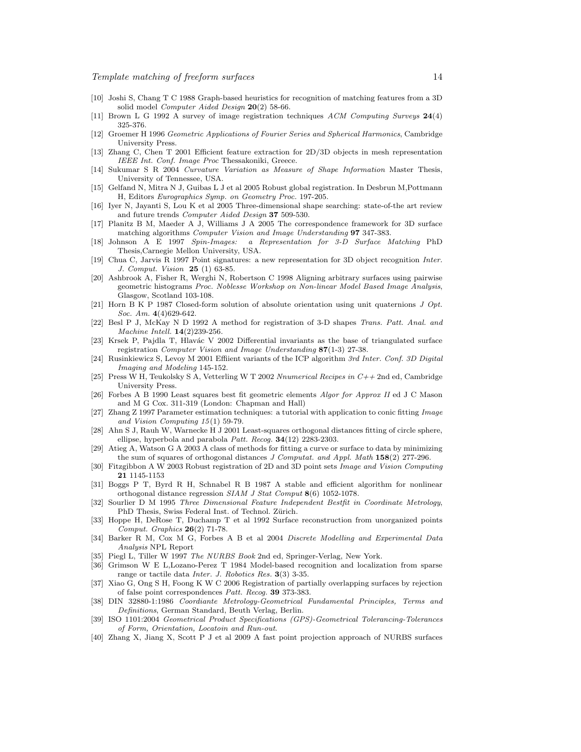[10] Joshi S, Chang T C 1988 Graph-based heuristics for recognition of matching features from a 3D solid model *Computer Aided Design* **20**(2) 58-66.

[11] Brown L G 1992 A survey of image registration techniques *ACM Computing Surveys* **24**(4) 325-376.

[12] Groemer H 1996 *Geometric Applications of Fourier Series and Spherical Harmonics*, Cambridge University Press.

[13] Zhang C, Chen T 2001 Efficient feature extraction for 2D/3D objects in mesh representation *IEEE Int. Conf. Image Proc* Thessakoniki, Greece.

[14] Sukumar S R 2004 *Curvature Variation as Measure of Shape Information* Master Thesis, University of Tennessee, USA.

[15] Gelfand N, Mitra N J, Guibas L J et al 2005 Robust global registration. In Desbrun M,Pottmann H, Editors *Eurographics Symp. on Geometry Proc.* 197-205.

[16] Iyer N, Jayanti S, Lou K et al 2005 Three-dimensional shape searching: state-of-the art review and future trends *Computer Aided Design* **37** 509-530.

[17] Planitz B M, Maeder A J, Williams J A 2005 The correspondence framework for 3D surface matching algorithms *Computer Vision and Image Understanding* **97** 347-383.

[18] Johnson A E 1997 *Spin-Images: a Representation for 3-D Surface Matching* PhD Thesis,Carnegie Mellon University, USA.

[19] Chua C, Jarvis R 1997 Point signatures: a new representation for 3D object recognition *Inter. J. Comput. Vision* **25** (1) 63-85.

[20] Ashbrook A, Fisher R, Werghi N, Robertson C 1998 Aligning arbitrary surfaces using pairwise geometric histograms *Proc. Noblesse Workshop on Non-linear Model Based Image Analysis*, Glasgow, Scotland 103-108.

[21] Horn B K P 1987 Closed-form solution of absolute orientation using unit quaternions *J Opt. Soc. Am.* **4**(4)629-642.

[22] Besl P J, McKay N D 1992 A method for registration of 3-D shapes *Trans. Patt. Anal. and Machine Intell.* **14**(2)239-256.

[23] Krsek P, Pajdla T, Hlavác V 2002 Differential invariants as the base of triangulated surface registration *Computer Vision and Image Understanding* **87**(1-3) 27-38.

[24] Rusinkiewicz S, Levoy M 2001 Effiient variants of the ICP algorithm *3rd Inter. Conf. 3D Digital Imaging and Modeling* 145-152.

[25] Press W H, Teukolsky S A, Vetterling W T 2002 *Nnumerical Recipes in C++* 2nd ed, Cambridge University Press.

[26] Forbes A B 1990 Least squares best fit geometric elements *Algor for Approx II* ed J C Mason and M G Cox. 311-319 (London: Chapman and Hall)

[27] Zhang Z 1997 Parameter estimation techniques: a tutorial with application to conic fitting *Image and Vision Computing 15*(1) 59-79.

[28] Ahn S J, Rauh W, Warnecke H J 2001 Least-squares orthogonal distances fitting of circle sphere, ellipse, hyperbola and parabola *Patt. Recog.* **34**(12) 2283-2303.

[29] Atieg A, Watson G A 2003 A class of methods for fitting a curve or surface to data by minimizing the sum of squares of orthogonal distances *J Computat. and Appl. Math* **158**(2) 277-296.

[30] Fitzgibbon A W 2003 Robust registration of 2D and 3D point sets *Image and Vision Computing* **21** 1145-1153

[31] Boggs P T, Byrd R H, Schnabel R B 1987 A stable and efficient algorithm for nonlinear orthogonal distance regression *SIAM J Stat Comput* **8**(6) 1052-1078.

[32] Sourlier D M 1995 *Three Dimensional Feature Independent Bestfit in Coordinate Metrology*, PhD Thesis, Swiss Federal Inst. of Technol. Zürich.

[33] Hoppe H, DeRose T, Duchamp T et al 1992 Surface reconstruction from unorganized points *Comput. Graphics* **26**(2) 71-78.

[34] Barker R M, Cox M G, Forbes A B et al 2004 *Discrete Modelling and Experimental Data Analysis* NPL Report

[35] Piegl L, Tiller W 1997 *The NURBS Book* 2nd ed, Springer-Verlag, New York.

[36] Grimson W E L,Lozano-Perez T 1984 Model-based recognition and localization from sparse range or tactile data *Inter. J. Robotics Res.* **3**(3) 3-35.

[37] Xiao G, Ong S H, Foong K W C 2006 Registration of partially overlapping surfaces by rejection of false point correspondences *Patt. Recog.* **39** 373-383.

[38] DIN 32880-1:1986 *Coordiante Metrology-Geometrical Fundamental Principles, Terms and Definitions*, German Standard, Beuth Verlag, Berlin.

[39] ISO 1101:2004 *Geometrical Product Specifications (GPS)-Geometrical Tolerancing-Tolerances of Form, Orientation, Locatoin and Run-out*.

[40] Zhang X, Jiang X, Scott P J et al 2009 A fast point projection approach of NURBS surfaces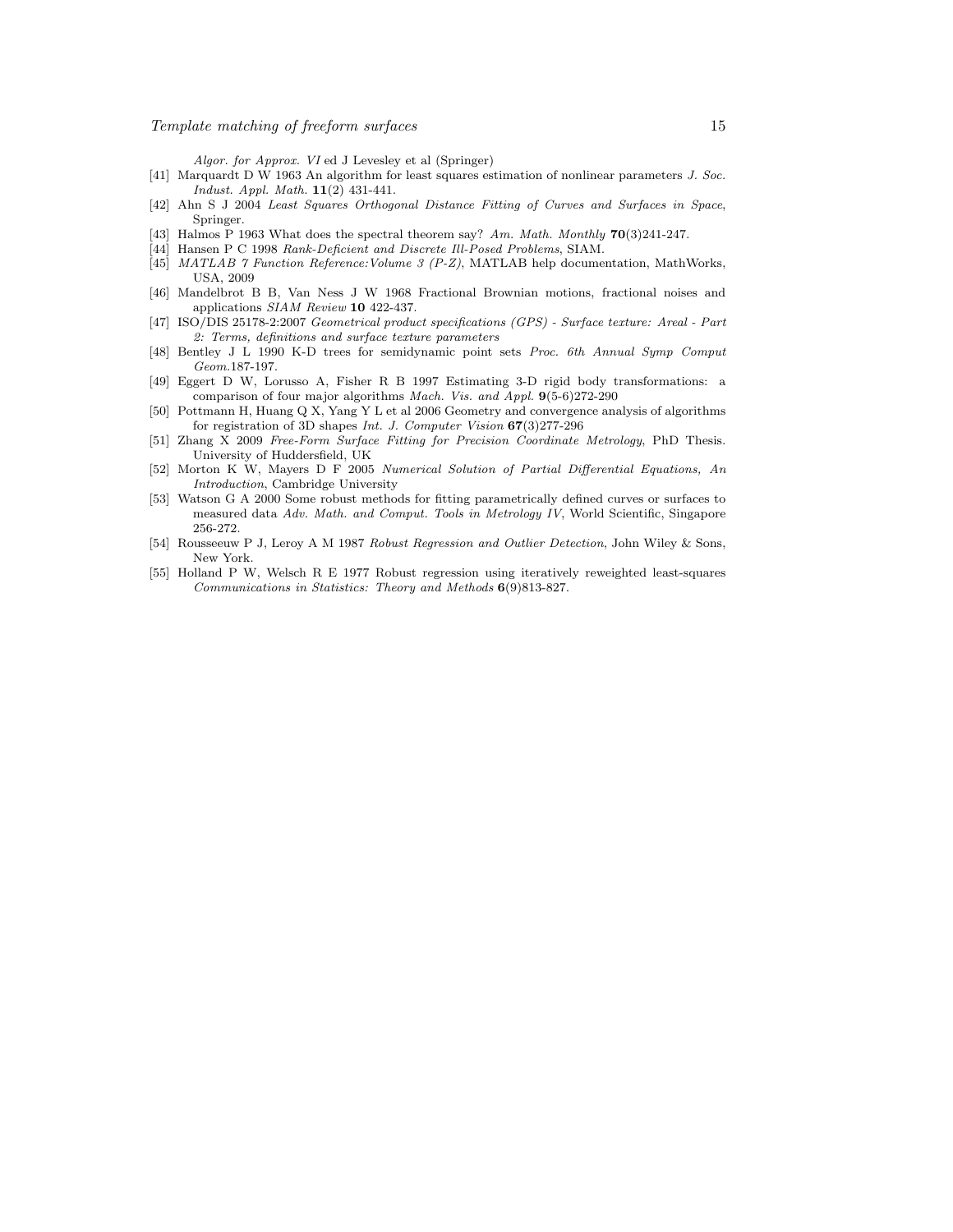*Algor. for Approx. VI* ed J Levesley et al (Springer)

[41] Marquardt D W 1963 An algorithm for least squares estimation of nonlinear parameters *J. Soc. Indust. Appl. Math.* **11**(2) 431-441.

[42] Ahn S J 2004 *Least Squares Orthogonal Distance Fitting of Curves and Surfaces in Space*, Springer.

[43] Halmos P 1963 What does the spectral theorem say? *Am. Math. Monthly* **70**(3)241-247.

[44] Hansen P C 1998 *Rank-Deficient and Discrete Ill-Posed Problems*, SIAM.

[45] *MATLAB 7 Function Reference:Volume 3 (P-Z)*, MATLAB help documentation, MathWorks, USA, 2009

[46] Mandelbrot B B, Van Ness J W 1968 Fractional Brownian motions, fractional noises and applications *SIAM Review* **10** 422-437.

[47] ISO/DIS 25178-2:2007 *Geometrical product specifications (GPS) - Surface texture: Areal - Part 2: Terms, definitions and surface texture parameters*

[48] Bentley J L 1990 K-D trees for semidynamic point sets *Proc. 6th Annual Symp Comput Geom.*187-197.

[49] Eggert D W, Lorusso A, Fisher R B 1997 Estimating 3-D rigid body transformations: a comparison of four major algorithms *Mach. Vis. and Appl.* **9**(5-6)272-290

[50] Pottmann H, Huang Q X, Yang Y L et al 2006 Geometry and convergence analysis of algorithms for registration of 3D shapes *Int. J. Computer Vision* **67**(3)277-296

[51] Zhang X 2009 *Free-Form Surface Fitting for Precision Coordinate Metrology*, PhD Thesis. University of Huddersfield, UK

[52] Morton K W, Mayers D F 2005 *Numerical Solution of Partial Differential Equations, An Introduction*, Cambridge University

[53] Watson G A 2000 Some robust methods for fitting parametrically defined curves or surfaces to measured data *Adv. Math. and Comput. Tools in Metrology IV*, World Scientific, Singapore 256-272.

[54] Rousseeuw P J, Leroy A M 1987 *Robust Regression and Outlier Detection*, John Wiley & Sons, New York.

[55] Holland P W, Welsch R E 1977 Robust regression using iteratively reweighted least-squares *Communications in Statistics: Theory and Methods* **6**(9)813-827.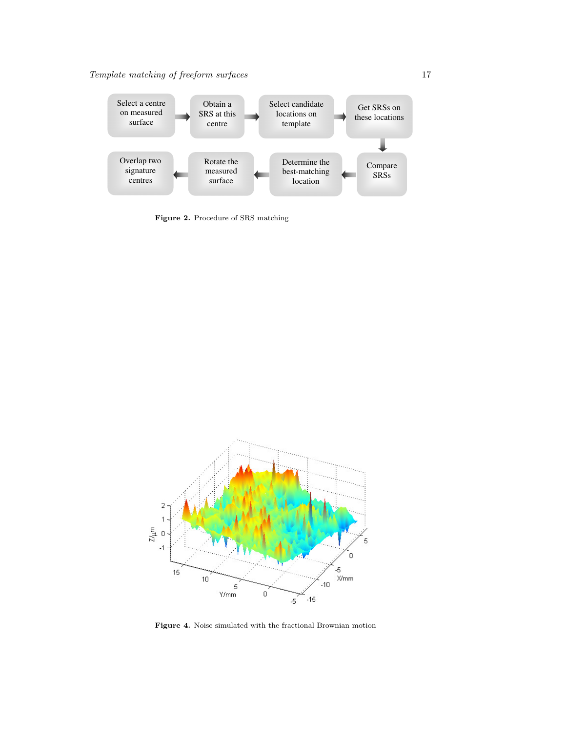Select a centre on measured surface → Obtain a SRS at this centre → Select candidate locations on template → Get SRSs on these locations → Compare SRSs → Determine the best-matching location → Rotate the measured surface → Overlap two signature centres

**Figure 2.** Procedure of SRS matching

**Figure 4.** Noise simulated with the fractional Brownian motion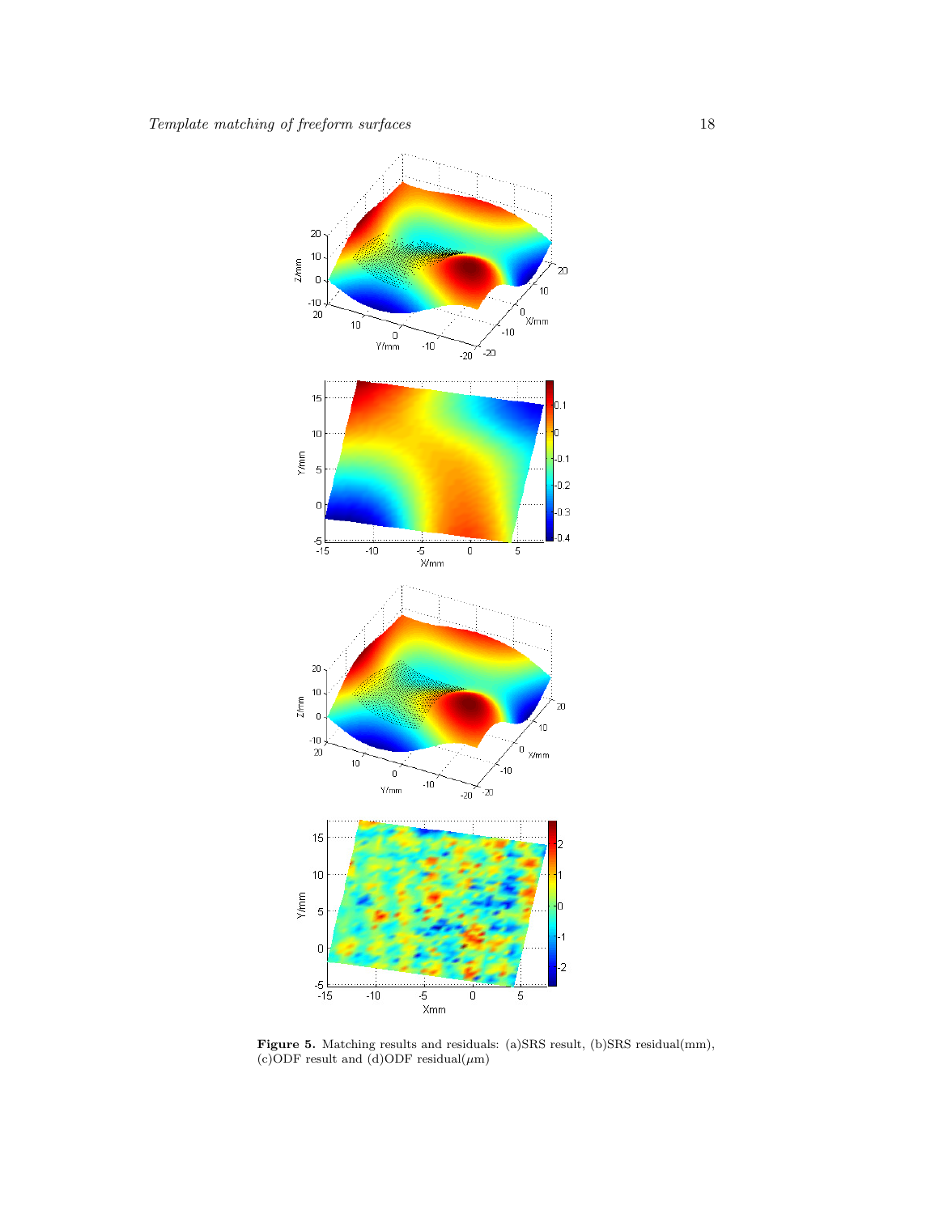**Figure 5.** Matching results and residuals: (a)SRS result, (b)SRS residual(mm), (c)ODF result and (d)ODF residual($\mu$m)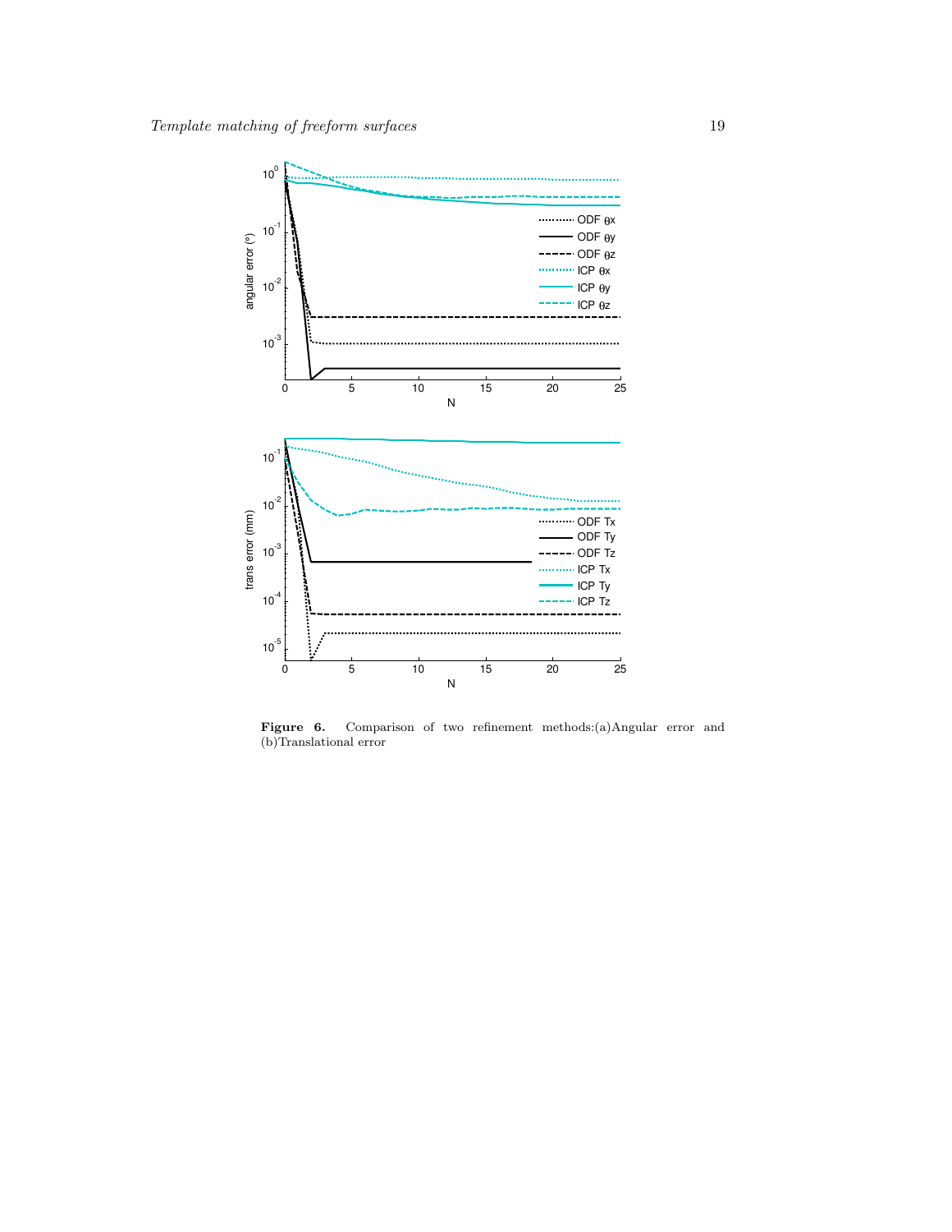angular error (°)

$10^0$

$10^{-1}$

$10^{-2}$

$10^{-3}$

0 5 10 15 20 25

N

ODF θx
ODF θy
ODF θz
ICP θx
ICP θy
ICP θz

trans error (mm)

$10^{-1}$

$10^{-2}$

$10^{-3}$

$10^{-4}$

$10^{-5}$

0 5 10 15 20 25

N

ODF Tx
ODF Ty
ODF Tz
ICP Tx
ICP Ty
ICP Tz

**Figure 6.** Comparison of two refinement methods:(a)Angular error and (b)Translational error